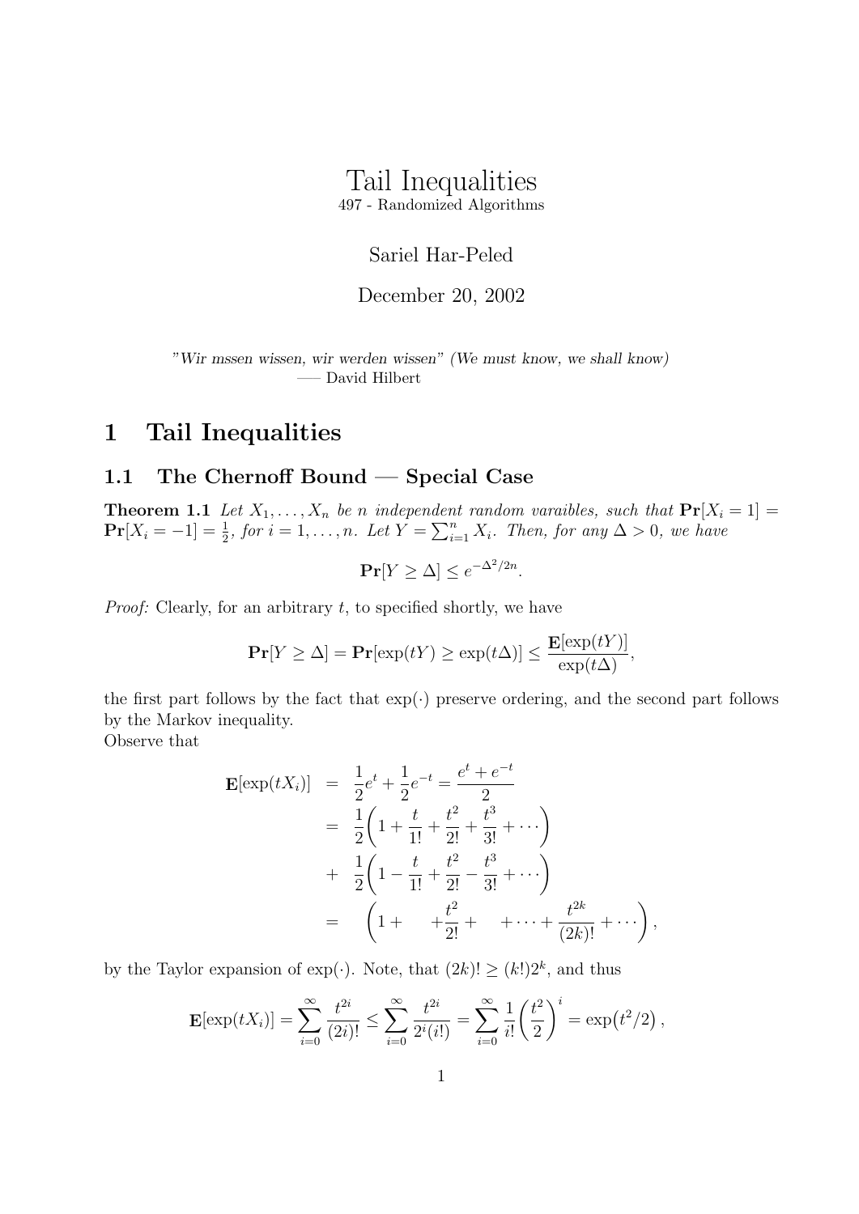# Tail Inequalities

497 - Randomized Algorithms

Sariel Har-Peled

December 20, 2002

*"Wir mssen wissen, wir werden wissen" (We must know, we shall know)*
— David Hilbert

## 1 Tail Inequalities

### 1.1 The Chernoff Bound — Special Case

**Theorem 1.1** *Let $X_1, \ldots, X_n$ be $n$ independent random varaibles, such that $\mathbf{Pr}[X_i = 1] = \mathbf{Pr}[X_i = -1] = \frac{1}{2}$, for $i = 1, \ldots, n$. Let $Y = \sum_{i=1}^{n} X_i$. Then, for any $\Delta > 0$, we have*

$$\mathbf{Pr}[Y \geq \Delta] \leq e^{-\Delta^2/2n}.$$

*Proof:* Clearly, for an arbitrary $t$, to specified shortly, we have

$$\mathbf{Pr}[Y \geq \Delta] = \mathbf{Pr}[\exp(tY) \geq \exp(t\Delta)] \leq \frac{\mathbf{E}[\exp(tY)]}{\exp(t\Delta)},$$

the first part follows by the fact that $\exp(\cdot)$ preserve ordering, and the second part follows by the Markov inequality.
Observe that

$$\begin{aligned}
\mathbf{E}[\exp(tX_i)] &= \frac{1}{2}e^t + \frac{1}{2}e^{-t} = \frac{e^t + e^{-t}}{2} \\
&= \frac{1}{2}\left(1 + \frac{t}{1!} + \frac{t^2}{2!} + \frac{t^3}{3!} + \cdots\right) \\
&+ \frac{1}{2}\left(1 - \frac{t}{1!} + \frac{t^2}{2!} - \frac{t^3}{3!} + \cdots\right) \\
&= \left(1 + \quad + \frac{t^2}{2!} + \quad + \cdots + \frac{t^{2k}}{(2k)!} + \cdots\right),
\end{aligned}$$

by the Taylor expansion of $\exp(\cdot)$. Note, that $(2k)! \geq (k!)2^k$, and thus

$$\mathbf{E}[\exp(tX_i)] = \sum_{i=0}^{\infty} \frac{t^{2i}}{(2i)!} \leq \sum_{i=0}^{\infty} \frac{t^{2i}}{2^i(i!)} = \sum_{i=0}^{\infty} \frac{1}{i!}\left(\frac{t^2}{2}\right)^i = \exp\left(t^2/2\right),$$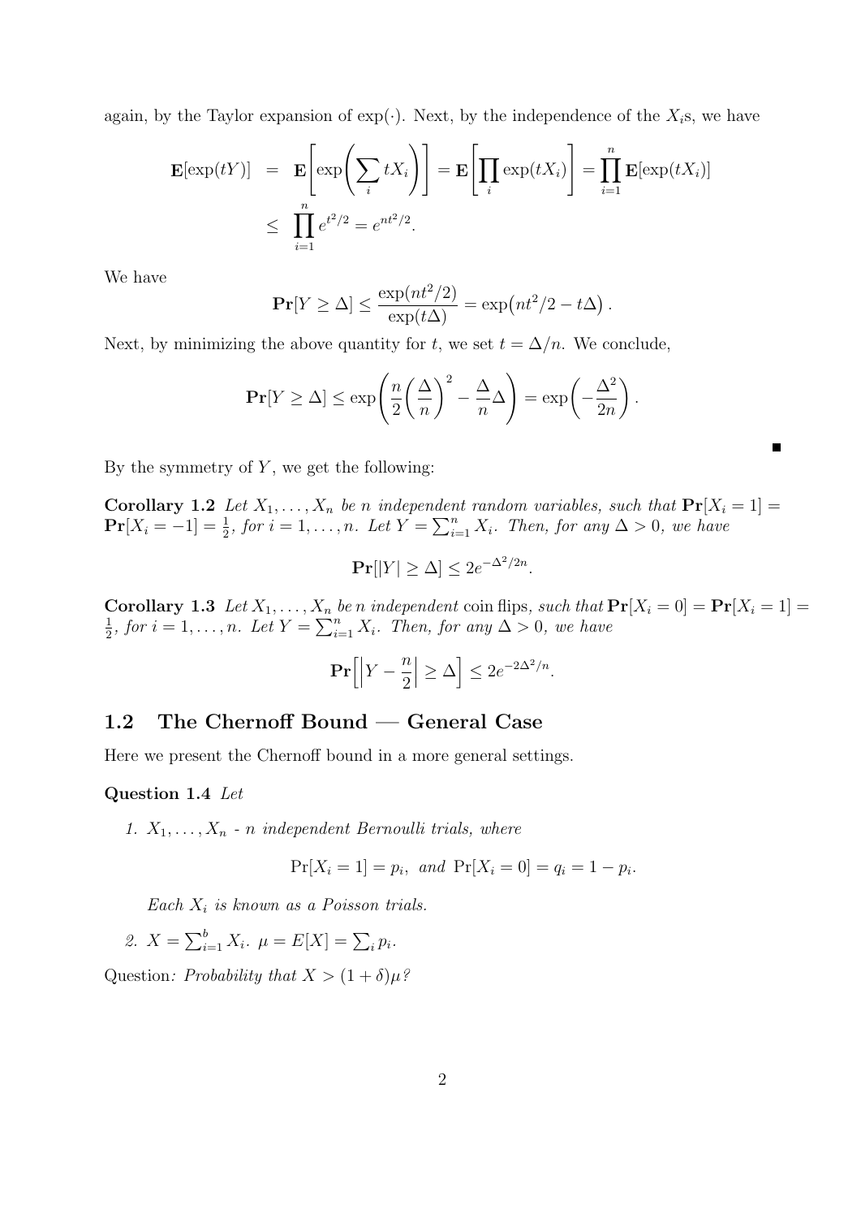again, by the Taylor expansion of $\exp(\cdot)$. Next, by the independence of the $X_i$s, we have

$$
\begin{aligned}
\mathbf{E}[\exp(tY)] &= \mathbf{E}\left[\exp\left(\sum_i tX_i\right)\right] = \mathbf{E}\left[\prod_i \exp(tX_i)\right] = \prod_{i=1}^{n} \mathbf{E}[\exp(tX_i)] \\
&\leq \prod_{i=1}^{n} e^{t^2/2} = e^{nt^2/2}.
\end{aligned}
$$

We have

$$
\mathbf{Pr}[Y \geq \Delta] \leq \frac{\exp(nt^2/2)}{\exp(t\Delta)} = \exp\bigl(nt^2/2 - t\Delta\bigr).
$$

Next, by minimizing the above quantity for $t$, we set $t = \Delta/n$. We conclude,

$$
\mathbf{Pr}[Y \geq \Delta] \leq \exp\left(\frac{n}{2}\left(\frac{\Delta}{n}\right)^2 - \frac{\Delta}{n}\Delta\right) = \exp\left(-\frac{\Delta^2}{2n}\right).
$$

■

By the symmetry of $Y$, we get the following:

**Corollary 1.2** *Let $X_1, \ldots, X_n$ be $n$ independent random variables, such that $\mathbf{Pr}[X_i = 1] = \mathbf{Pr}[X_i = -1] = \frac{1}{2}$, for $i = 1, \ldots, n$. Let $Y = \sum_{i=1}^{n} X_i$. Then, for any $\Delta > 0$, we have*

$$
\mathbf{Pr}[|Y| \geq \Delta] \leq 2e^{-\Delta^2/2n}.
$$

**Corollary 1.3** *Let $X_1, \ldots, X_n$ be $n$ independent* coin flips*, such that $\mathbf{Pr}[X_i = 0] = \mathbf{Pr}[X_i = 1] = \frac{1}{2}$, for $i = 1, \ldots, n$. Let $Y = \sum_{i=1}^{n} X_i$. Then, for any $\Delta > 0$, we have*

$$
\mathbf{Pr}\left[\left|Y - \frac{n}{2}\right| \geq \Delta\right] \leq 2e^{-2\Delta^2/n}.
$$

## 1.2 The Chernoff Bound — General Case

Here we present the Chernoff bound in a more general settings.

**Question 1.4** *Let*

1. *$X_1, \ldots, X_n$ - $n$ independent Bernoulli trials, where*

$$
\Pr[X_i = 1] = p_i, \;\; \text{and} \;\; \Pr[X_i = 0] = q_i = 1 - p_i.
$$

   *Each $X_i$ is known as a Poisson trials.*

2. *$X = \sum_{i=1}^{b} X_i$. $\mu = E[X] = \sum_i p_i$.*

Question*: Probability that $X > (1 + \delta)\mu$?*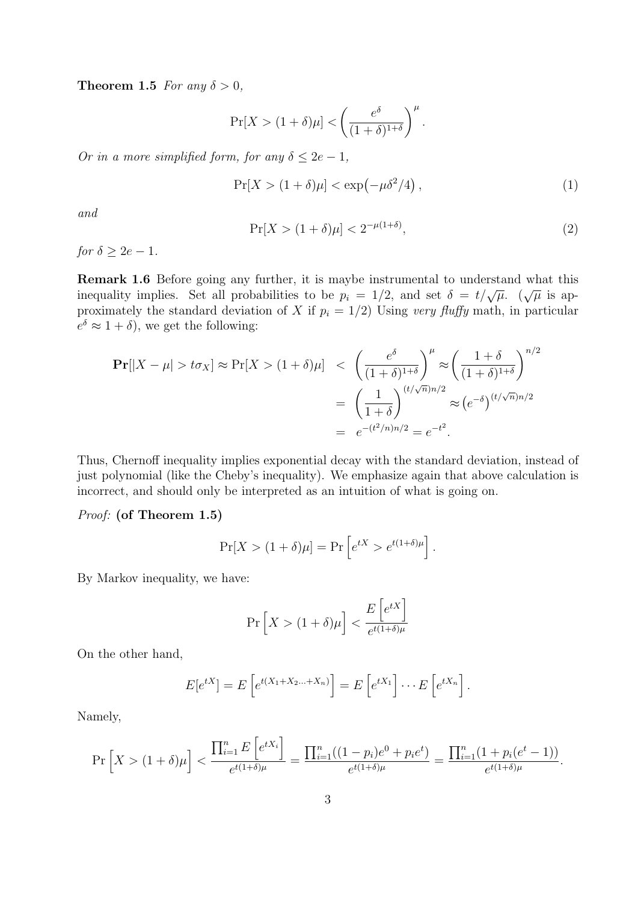**Theorem 1.5** *For any $\delta > 0$,*

$$\Pr[X > (1+\delta)\mu] < \left(\frac{e^{\delta}}{(1+\delta)^{1+\delta}}\right)^{\mu}.$$

*Or in a more simplified form, for any $\delta \leq 2e - 1$,*

$$\Pr[X > (1+\delta)\mu] < \exp\left(-\mu\delta^2/4\right), \tag{1}$$

*and*

$$\Pr[X > (1+\delta)\mu] < 2^{-\mu(1+\delta)}, \tag{2}$$

*for $\delta \geq 2e - 1$.*

**Remark 1.6** Before going any further, it is maybe instrumental to understand what this inequality implies. Set all probabilities to be $p_i = 1/2$, and set $\delta = t/\sqrt{\mu}$. ($\sqrt{\mu}$ is approximately the standard deviation of $X$ if $p_i = 1/2$) Using *very fluffy* math, in particular $e^{\delta} \approx 1 + \delta$), we get the following:

$$\begin{aligned}
\mathbf{Pr}[|X - \mu| > t\sigma_X] \approx \Pr[X > (1+\delta)\mu] &< \left(\frac{e^{\delta}}{(1+\delta)^{1+\delta}}\right)^{\mu} \approx \left(\frac{1+\delta}{(1+\delta)^{1+\delta}}\right)^{n/2} \\
&= \left(\frac{1}{1+\delta}\right)^{(t/\sqrt{n})n/2} \approx \left(e^{-\delta}\right)^{(t/\sqrt{n})n/2} \\
&= e^{-(t^2/n)n/2} = e^{-t^2}.
\end{aligned}$$

Thus, Chernoff inequality implies exponential decay with the standard deviation, instead of just polynomial (like the Cheby's inequality). We emphasize again that above calculation is incorrect, and should only be interpreted as an intuition of what is going on.

*Proof:* **(of Theorem 1.5)**

$$\Pr[X > (1+\delta)\mu] = \Pr\left[e^{tX} > e^{t(1+\delta)\mu}\right].$$

By Markov inequality, we have:

$$\Pr\left[X > (1+\delta)\mu\right] < \frac{E\left[e^{tX}\right]}{e^{t(1+\delta)\mu}}$$

On the other hand,

$$E[e^{tX}] = E\left[e^{t(X_1+X_2\ldots+X_n)}\right] = E\left[e^{tX_1}\right]\cdots E\left[e^{tX_n}\right].$$

Namely,

$$\Pr\left[X > (1+\delta)\mu\right] < \frac{\prod_{i=1}^{n} E\left[e^{tX_i}\right]}{e^{t(1+\delta)\mu}} = \frac{\prod_{i=1}^{n}((1-p_i)e^0 + p_i e^t)}{e^{t(1+\delta)\mu}} = \frac{\prod_{i=1}^{n}(1 + p_i(e^t - 1))}{e^{t(1+\delta)\mu}}.$$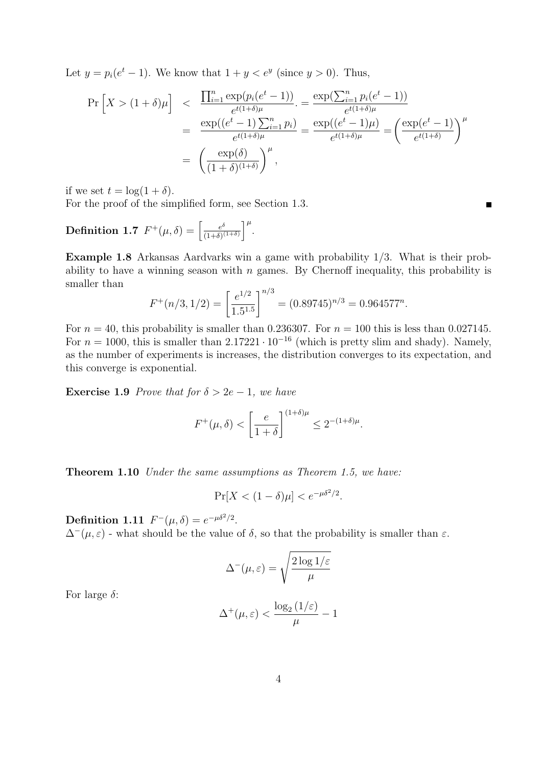Let $y = p_i(e^t - 1)$. We know that $1 + y < e^y$ (since $y > 0$). Thus,

$$
\begin{aligned}
\Pr\Big[X > (1+\delta)\mu\Big] &< \frac{\prod_{i=1}^n \exp(p_i(e^t-1))}{e^{t(1+\delta)\mu}}. = \frac{\exp(\sum_{i=1}^n p_i(e^t-1))}{e^{t(1+\delta)\mu}} \\
&= \frac{\exp((e^t-1)\sum_{i=1}^n p_i)}{e^{t(1+\delta)\mu}} = \frac{\exp((e^t-1)\mu)}{e^{t(1+\delta)\mu}} = \left(\frac{\exp(e^t-1)}{e^{t(1+\delta)}}\right)^\mu \\
&= \left(\frac{\exp(\delta)}{(1+\delta)^{(1+\delta)}}\right)^\mu,
\end{aligned}
$$

if we set $t = \log(1+\delta)$.
For the proof of the simplified form, see Section 1.3. ■

**Definition 1.7** $F^+(\mu, \delta) = \left[\frac{e^\delta}{(1+\delta)^{(1+\delta)}}\right]^\mu$.

**Example 1.8** Arkansas Aardvarks win a game with probability 1/3. What is their probability to have a winning season with $n$ games. By Chernoff inequality, this probability is smaller than

$$
F^+(n/3, 1/2) = \left[\frac{e^{1/2}}{1.5^{1.5}}\right]^{n/3} = (0.89745)^{n/3} = 0.964577^n.
$$

For $n = 40$, this probability is smaller than 0.236307. For $n = 100$ this is less than 0.027145. For $n = 1000$, this is smaller than $2.17221 \cdot 10^{-16}$ (which is pretty slim and shady). Namely, as the number of experiments is increases, the distribution converges to its expectation, and this converge is exponential.

**Exercise 1.9** *Prove that for $\delta > 2e - 1$, we have*

$$
F^+(\mu, \delta) < \left[\frac{e}{1+\delta}\right]^{(1+\delta)\mu} \leq 2^{-(1+\delta)\mu}.
$$

**Theorem 1.10** *Under the same assumptions as Theorem 1.5, we have:*

$$
\Pr[X < (1-\delta)\mu] < e^{-\mu\delta^2/2}.
$$

**Definition 1.11** $F^-(\mu, \delta) = e^{-\mu\delta^2/2}$.
$\Delta^-(\mu, \varepsilon)$ - what should be the value of $\delta$, so that the probability is smaller than $\varepsilon$.

$$
\Delta^-(\mu, \varepsilon) = \sqrt{\frac{2\log 1/\varepsilon}{\mu}}
$$

For large $\delta$:

$$
\Delta^+(\mu, \varepsilon) < \frac{\log_2(1/\varepsilon)}{\mu} - 1
$$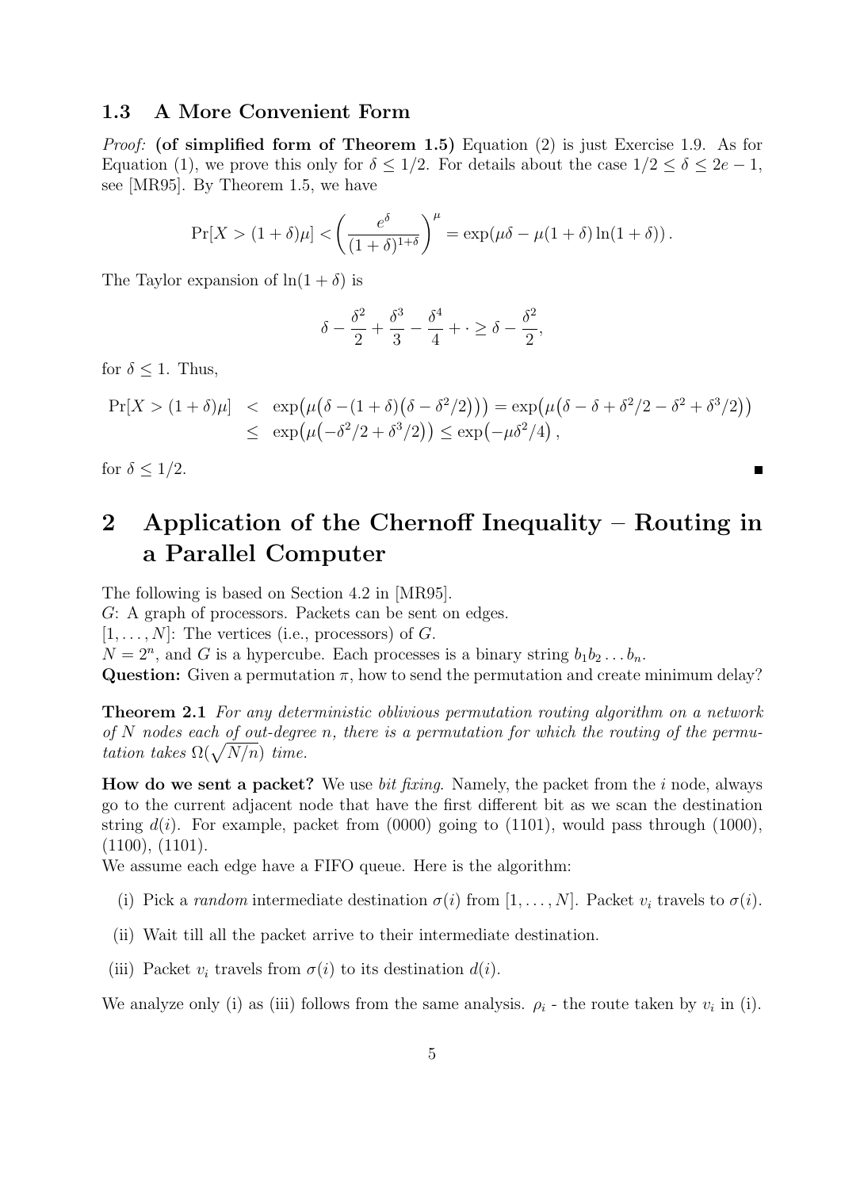### 1.3 A More Convenient Form

*Proof:* **(of simplified form of Theorem 1.5)** Equation (2) is just Exercise 1.9. As for Equation (1), we prove this only for $\delta \leq 1/2$. For details about the case $1/2 \leq \delta \leq 2e - 1$, see [MR95]. By Theorem 1.5, we have

$$\Pr[X > (1+\delta)\mu] < \left( \frac{e^{\delta}}{(1+\delta)^{1+\delta}} \right)^{\mu} = \exp(\mu\delta - \mu(1+\delta)\ln(1+\delta)).$$

The Taylor expansion of $\ln(1+\delta)$ is

$$\delta - \frac{\delta^2}{2} + \frac{\delta^3}{3} - \frac{\delta^4}{4} + \cdot \geq \delta - \frac{\delta^2}{2},$$

for $\delta \leq 1$. Thus,

$$\begin{aligned} \Pr[X > (1+\delta)\mu] &< \exp\big(\mu\big(\delta - (1+\delta)\big(\delta - \delta^2/2\big)\big)\big) = \exp\big(\mu\big(\delta - \delta + \delta^2/2 - \delta^2 + \delta^3/2\big)\big) \\ &\leq \exp\big(\mu\big(-\delta^2/2 + \delta^3/2\big)\big) \leq \exp\big(-\mu\delta^2/4\big), \end{aligned}$$

for $\delta \leq 1/2$. ∎

# 2 Application of the Chernoff Inequality – Routing in a Parallel Computer

The following is based on Section 4.2 in [MR95].
$G$: A graph of processors. Packets can be sent on edges.
$[1, \ldots, N]$: The vertices (i.e., processors) of $G$.
$N = 2^n$, and $G$ is a hypercube. Each processes is a binary string $b_1 b_2 \ldots b_n$.
**Question:** Given a permutation $\pi$, how to send the permutation and create minimum delay?

**Theorem 2.1** *For any deterministic oblivious permutation routing algorithm on a network of $N$ nodes each of out-degree $n$, there is a permutation for which the routing of the permutation takes $\Omega(\sqrt{N/n})$ time.*

**How do we sent a packet?** We use *bit fixing*. Namely, the packet from the $i$ node, always go to the current adjacent node that have the first different bit as we scan the destination string $d(i)$. For example, packet from (0000) going to (1101), would pass through (1000), (1100), (1101).
We assume each edge have a FIFO queue. Here is the algorithm:

(i) Pick a *random* intermediate destination $\sigma(i)$ from $[1, \ldots, N]$. Packet $v_i$ travels to $\sigma(i)$.

(ii) Wait till all the packet arrive to their intermediate destination.

(iii) Packet $v_i$ travels from $\sigma(i)$ to its destination $d(i)$.

We analyze only (i) as (iii) follows from the same analysis. $\rho_i$ - the route taken by $v_i$ in (i).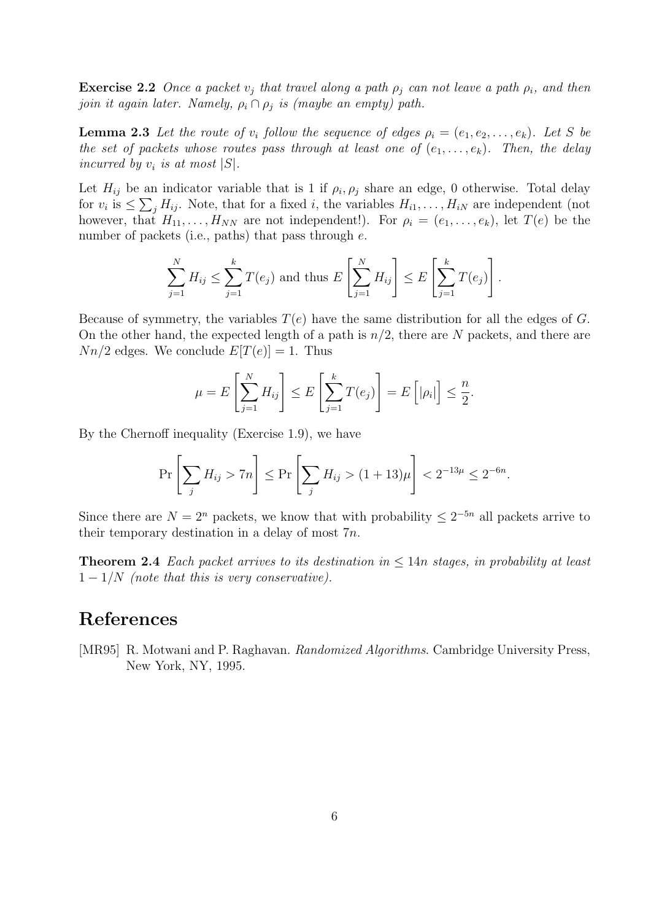**Exercise 2.2** *Once a packet $v_j$ that travel along a path $\rho_j$ can not leave a path $\rho_i$, and then join it again later. Namely, $\rho_i \cap \rho_j$ is (maybe an empty) path.*

**Lemma 2.3** *Let the route of $v_i$ follow the sequence of edges $\rho_i = (e_1, e_2, \ldots, e_k)$. Let $S$ be the set of packets whose routes pass through at least one of $(e_1, \ldots, e_k)$. Then, the delay incurred by $v_i$ is at most $|S|$.*

Let $H_{ij}$ be an indicator variable that is 1 if $\rho_i, \rho_j$ share an edge, 0 otherwise. Total delay for $v_i$ is $\leq \sum_j H_{ij}$. Note, that for a fixed $i$, the variables $H_{i1}, \ldots, H_{iN}$ are independent (not however, that $H_{11}, \ldots, H_{NN}$ are not independent!). For $\rho_i = (e_1, \ldots, e_k)$, let $T(e)$ be the number of packets (i.e., paths) that pass through $e$.

$$\sum_{j=1}^{N} H_{ij} \leq \sum_{j=1}^{k} T(e_j) \text{ and thus } E\left[\sum_{j=1}^{N} H_{ij}\right] \leq E\left[\sum_{j=1}^{k} T(e_j)\right].$$

Because of symmetry, the variables $T(e)$ have the same distribution for all the edges of $G$. On the other hand, the expected length of a path is $n/2$, there are $N$ packets, and there are $Nn/2$ edges. We conclude $E[T(e)] = 1$. Thus

$$\mu = E\left[\sum_{j=1}^{N} H_{ij}\right] \leq E\left[\sum_{j=1}^{k} T(e_j)\right] = E\Big[|\rho_i|\Big] \leq \frac{n}{2}.$$

By the Chernoff inequality (Exercise 1.9), we have

$$\Pr\left[\sum_j H_{ij} > 7n\right] \leq \Pr\left[\sum_j H_{ij} > (1+13)\mu\right] < 2^{-13\mu} \leq 2^{-6n}.$$

Since there are $N = 2^n$ packets, we know that with probability $\leq 2^{-5n}$ all packets arrive to their temporary destination in a delay of most $7n$.

**Theorem 2.4** *Each packet arrives to its destination in $\leq 14n$ stages, in probability at least $1 - 1/N$ (note that this is very conservative).*

# References

[MR95] R. Motwani and P. Raghavan. *Randomized Algorithms*. Cambridge University Press, New York, NY, 1995.